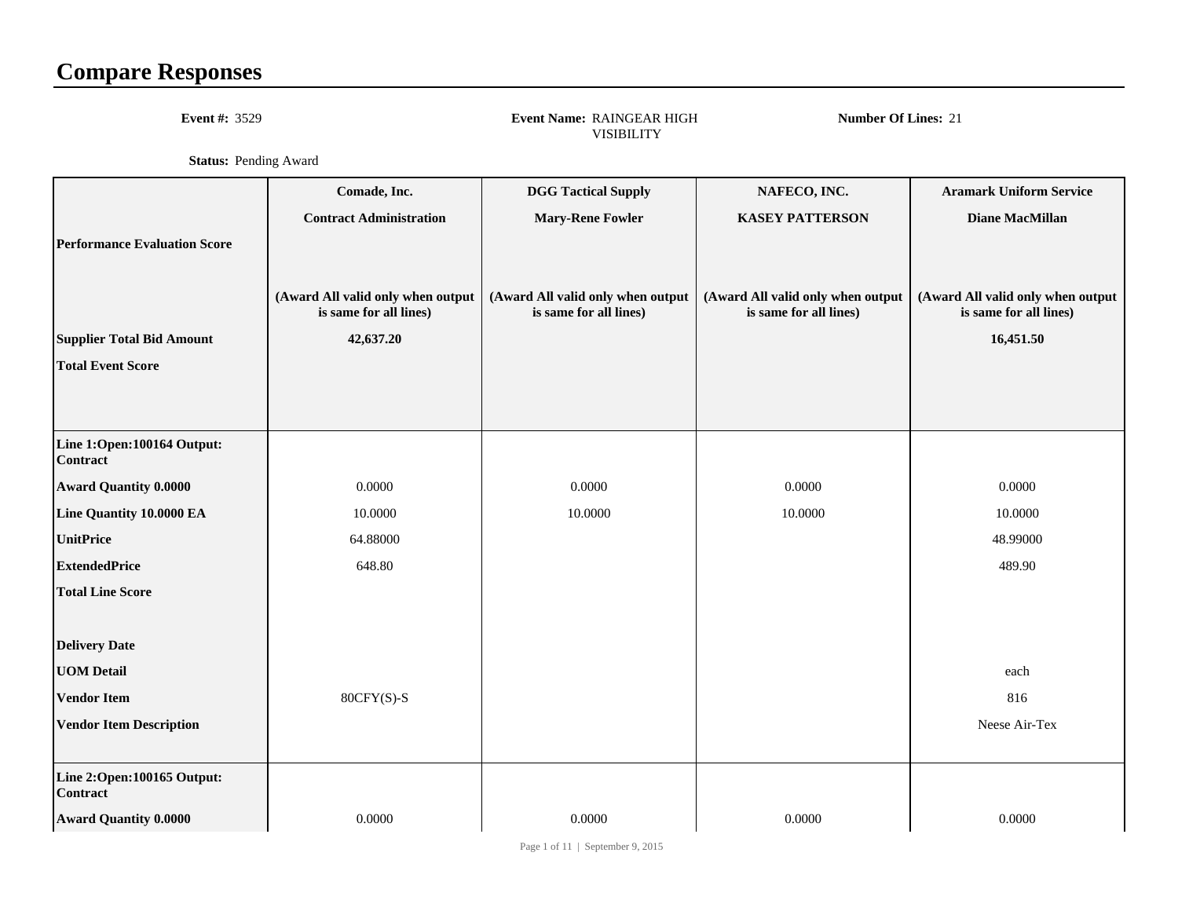# Compare Responses

**Event #:** 3529 **Event Name:** RAINGEAR HIGH VISIBILITY **Number Of Lines:** 21

**Status:** Pending Award

| | Comade, Inc. | DGG Tactical Supply | NAFECO, INC. | Aramark Uniform Service |
|---|---|---|---|---|
| | Contract Administration | Mary-Rene Fowler | KASEY PATTERSON | Diane MacMillan |
| **Performance Evaluation Score** | | | | |
| | (Award All valid only when output is same for all lines) | (Award All valid only when output is same for all lines) | (Award All valid only when output is same for all lines) | (Award All valid only when output is same for all lines) |
| **Supplier Total Bid Amount** | 42,637.20 | | | 16,451.50 |
| **Total Event Score** | | | | |
| **Line 1:Open:100164 Output: Contract** | | | | |
| **Award Quantity 0.0000** | 0.0000 | 0.0000 | 0.0000 | 0.0000 |
| **Line Quantity 10.0000 EA** | 10.0000 | 10.0000 | 10.0000 | 10.0000 |
| **UnitPrice** | 64.88000 | | | 48.99000 |
| **ExtendedPrice** | 648.80 | | | 489.90 |
| **Total Line Score** | | | | |
| **Delivery Date** | | | | |
| **UOM Detail** | | | | each |
| **Vendor Item** | 80CFY(S)-S | | | 816 |
| **Vendor Item Description** | | | | Neese Air-Tex |
| **Line 2:Open:100165 Output: Contract** | | | | |
| **Award Quantity 0.0000** | 0.0000 | 0.0000 | 0.0000 | 0.0000 |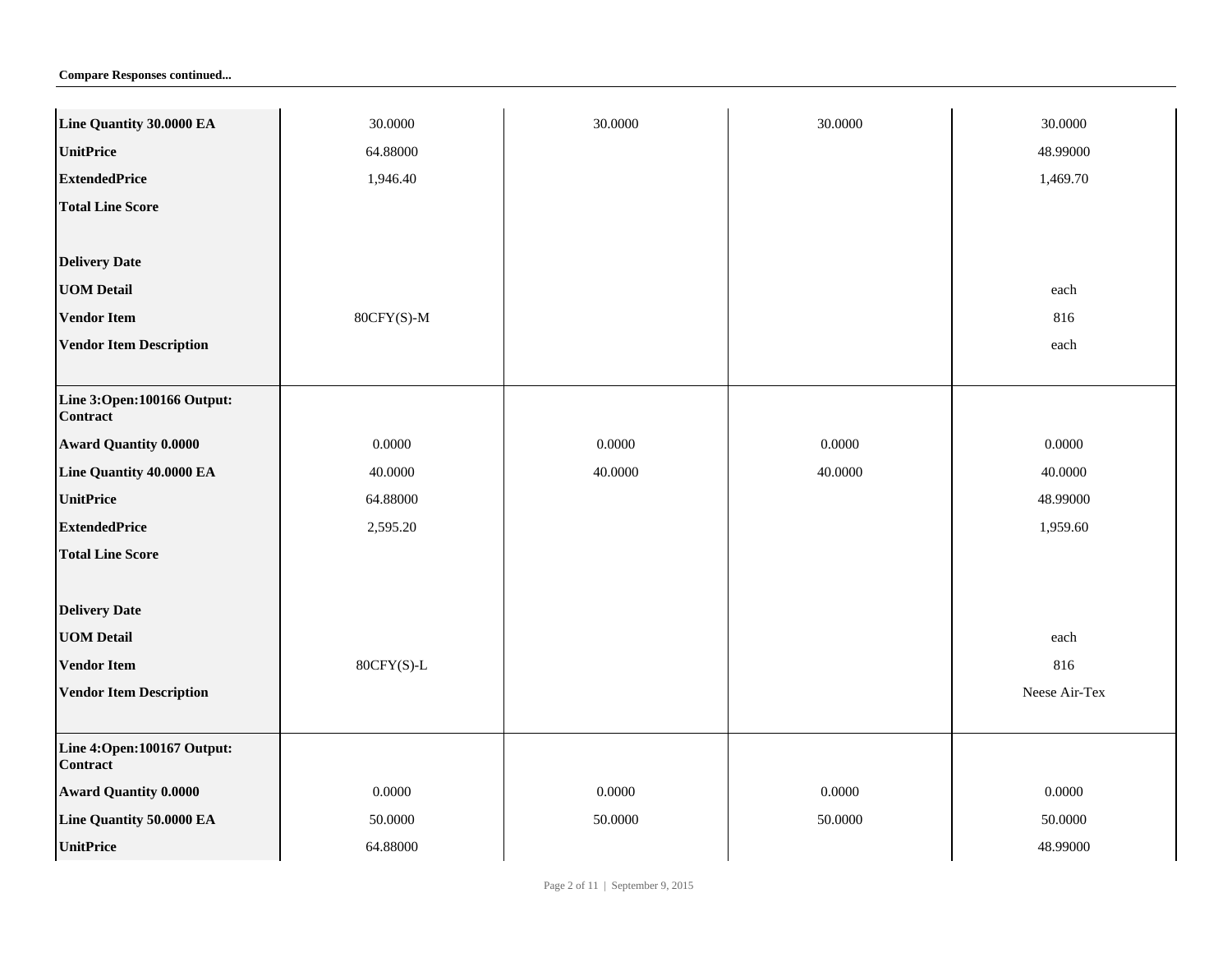**Compare Responses continued...**

| | | | | |
|---|---|---|---|---|
| **Line Quantity 30.0000 EA** | 30.0000 | 30.0000 | 30.0000 | 30.0000 |
| **UnitPrice** | 64.88000 | | | 48.99000 |
| **ExtendedPrice** | 1,946.40 | | | 1,469.70 |
| **Total Line Score** | | | | |
| **Delivery Date** | | | | |
| **UOM Detail** | | | | each |
| **Vendor Item** | 80CFY(S)-M | | | 816 |
| **Vendor Item Description** | | | | each |
| **Line 3:Open:100166 Output: Contract** | | | | |
| **Award Quantity 0.0000** | 0.0000 | 0.0000 | 0.0000 | 0.0000 |
| **Line Quantity 40.0000 EA** | 40.0000 | 40.0000 | 40.0000 | 40.0000 |
| **UnitPrice** | 64.88000 | | | 48.99000 |
| **ExtendedPrice** | 2,595.20 | | | 1,959.60 |
| **Total Line Score** | | | | |
| **Delivery Date** | | | | |
| **UOM Detail** | | | | each |
| **Vendor Item** | 80CFY(S)-L | | | 816 |
| **Vendor Item Description** | | | | Neese Air-Tex |
| **Line 4:Open:100167 Output: Contract** | | | | |
| **Award Quantity 0.0000** | 0.0000 | 0.0000 | 0.0000 | 0.0000 |
| **Line Quantity 50.0000 EA** | 50.0000 | 50.0000 | 50.0000 | 50.0000 |
| **UnitPrice** | 64.88000 | | | 48.99000 |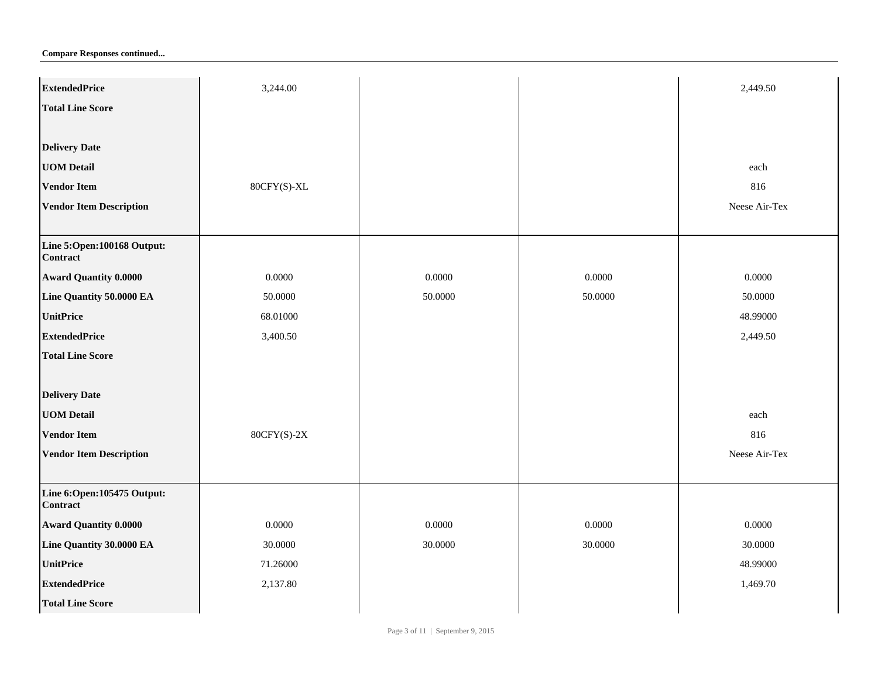**Compare Responses continued...**

| | | | | |
|---|---|---|---|---|
| **ExtendedPrice** | 3,244.00 | | | 2,449.50 |
| **Total Line Score** | | | | |
| **Delivery Date** | | | | |
| **UOM Detail** | | | | each |
| **Vendor Item** | 80CFY(S)-XL | | | 816 |
| **Vendor Item Description** | | | | Neese Air-Tex |
| **Line 5:Open:100168 Output: Contract** | | | | |
| **Award Quantity 0.0000** | 0.0000 | 0.0000 | 0.0000 | 0.0000 |
| **Line Quantity 50.0000 EA** | 50.0000 | 50.0000 | 50.0000 | 50.0000 |
| **UnitPrice** | 68.01000 | | | 48.99000 |
| **ExtendedPrice** | 3,400.50 | | | 2,449.50 |
| **Total Line Score** | | | | |
| **Delivery Date** | | | | |
| **UOM Detail** | | | | each |
| **Vendor Item** | 80CFY(S)-2X | | | 816 |
| **Vendor Item Description** | | | | Neese Air-Tex |
| **Line 6:Open:105475 Output: Contract** | | | | |
| **Award Quantity 0.0000** | 0.0000 | 0.0000 | 0.0000 | 0.0000 |
| **Line Quantity 30.0000 EA** | 30.0000 | 30.0000 | 30.0000 | 30.0000 |
| **UnitPrice** | 71.26000 | | | 48.99000 |
| **ExtendedPrice** | 2,137.80 | | | 1,469.70 |
| **Total Line Score** | | | | |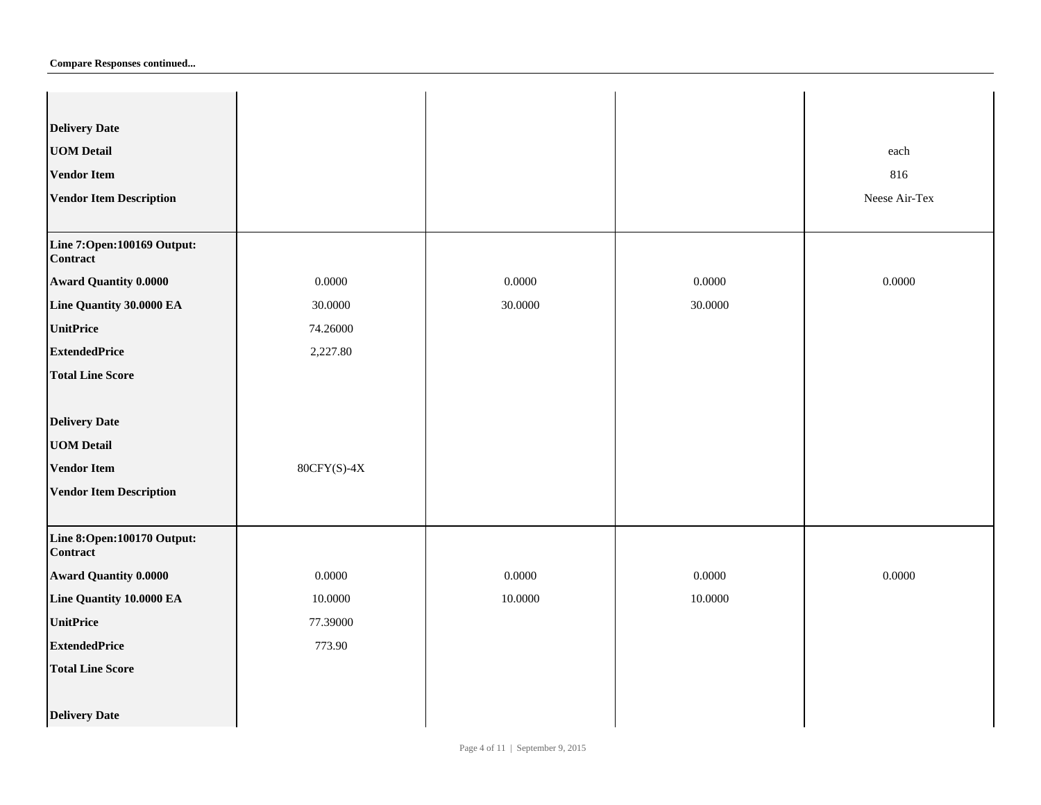**Compare Responses continued...**

| | | | | |
|---|---|---|---|---|
| **Delivery Date** | | | | |
| **UOM Detail** | | | | each |
| **Vendor Item** | | | | 816 |
| **Vendor Item Description** | | | | Neese Air-Tex |
| **Line 7:Open:100169 Output: Contract** | | | | |
| **Award Quantity 0.0000** | 0.0000 | 0.0000 | 0.0000 | 0.0000 |
| **Line Quantity 30.0000 EA** | 30.0000 | 30.0000 | 30.0000 | |
| **UnitPrice** | 74.26000 | | | |
| **ExtendedPrice** | 2,227.80 | | | |
| **Total Line Score** | | | | |
| **Delivery Date** | | | | |
| **UOM Detail** | | | | |
| **Vendor Item** | 80CFY(S)-4X | | | |
| **Vendor Item Description** | | | | |
| **Line 8:Open:100170 Output: Contract** | | | | |
| **Award Quantity 0.0000** | 0.0000 | 0.0000 | 0.0000 | 0.0000 |
| **Line Quantity 10.0000 EA** | 10.0000 | 10.0000 | 10.0000 | |
| **UnitPrice** | 77.39000 | | | |
| **ExtendedPrice** | 773.90 | | | |
| **Total Line Score** | | | | |
| **Delivery Date** | | | | |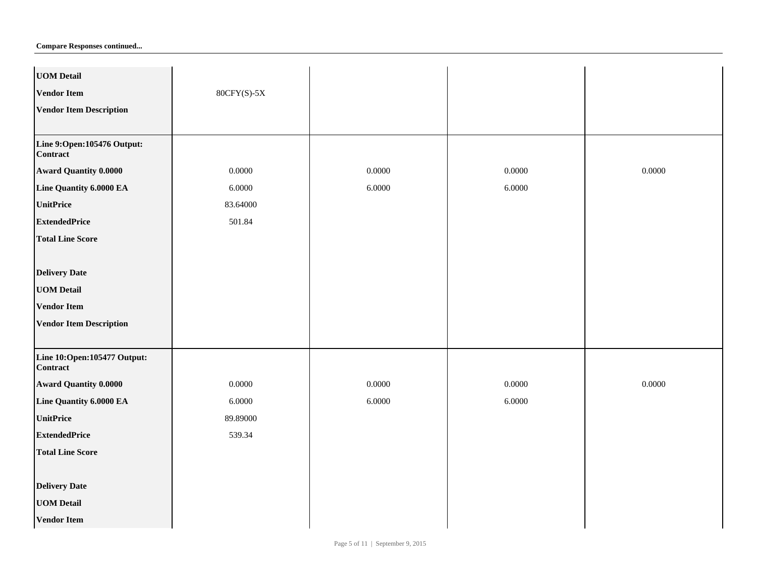**Compare Responses continued...**

| | | | | |
|---|---|---|---|---|
| **UOM Detail** | | | | |
| **Vendor Item** | 80CFY(S)-5X | | | |
| **Vendor Item Description** | | | | |
| **Line 9:Open:105476 Output: Contract** | | | | |
| **Award Quantity 0.0000** | 0.0000 | 0.0000 | 0.0000 | 0.0000 |
| **Line Quantity 6.0000 EA** | 6.0000 | 6.0000 | 6.0000 | |
| **UnitPrice** | 83.64000 | | | |
| **ExtendedPrice** | 501.84 | | | |
| **Total Line Score** | | | | |
| **Delivery Date** | | | | |
| **UOM Detail** | | | | |
| **Vendor Item** | | | | |
| **Vendor Item Description** | | | | |
| **Line 10:Open:105477 Output: Contract** | | | | |
| **Award Quantity 0.0000** | 0.0000 | 0.0000 | 0.0000 | 0.0000 |
| **Line Quantity 6.0000 EA** | 6.0000 | 6.0000 | 6.0000 | |
| **UnitPrice** | 89.89000 | | | |
| **ExtendedPrice** | 539.34 | | | |
| **Total Line Score** | | | | |
| **Delivery Date** | | | | |
| **UOM Detail** | | | | |
| **Vendor Item** | | | | |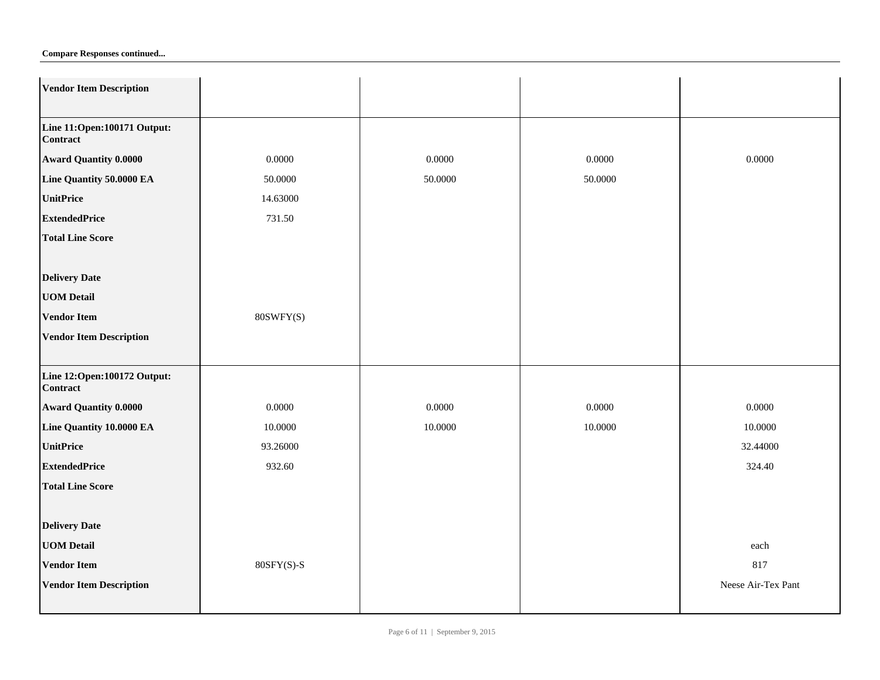**Compare Responses continued...**

| | | | | |
|---|---|---|---|---|
| **Vendor Item Description** | | | | |
| **Line 11:Open:100171 Output: Contract** | | | | |
| **Award Quantity 0.0000** | 0.0000 | 0.0000 | 0.0000 | 0.0000 |
| **Line Quantity 50.0000 EA** | 50.0000 | 50.0000 | 50.0000 | |
| **UnitPrice** | 14.63000 | | | |
| **ExtendedPrice** | 731.50 | | | |
| **Total Line Score** | | | | |
| **Delivery Date** | | | | |
| **UOM Detail** | | | | |
| **Vendor Item** | 80SWFY(S) | | | |
| **Vendor Item Description** | | | | |
| **Line 12:Open:100172 Output: Contract** | | | | |
| **Award Quantity 0.0000** | 0.0000 | 0.0000 | 0.0000 | 0.0000 |
| **Line Quantity 10.0000 EA** | 10.0000 | 10.0000 | 10.0000 | 10.0000 |
| **UnitPrice** | 93.26000 | | | 32.44000 |
| **ExtendedPrice** | 932.60 | | | 324.40 |
| **Total Line Score** | | | | |
| **Delivery Date** | | | | |
| **UOM Detail** | | | | each |
| **Vendor Item** | 80SFY(S)-S | | | 817 |
| **Vendor Item Description** | | | | Neese Air-Tex Pant |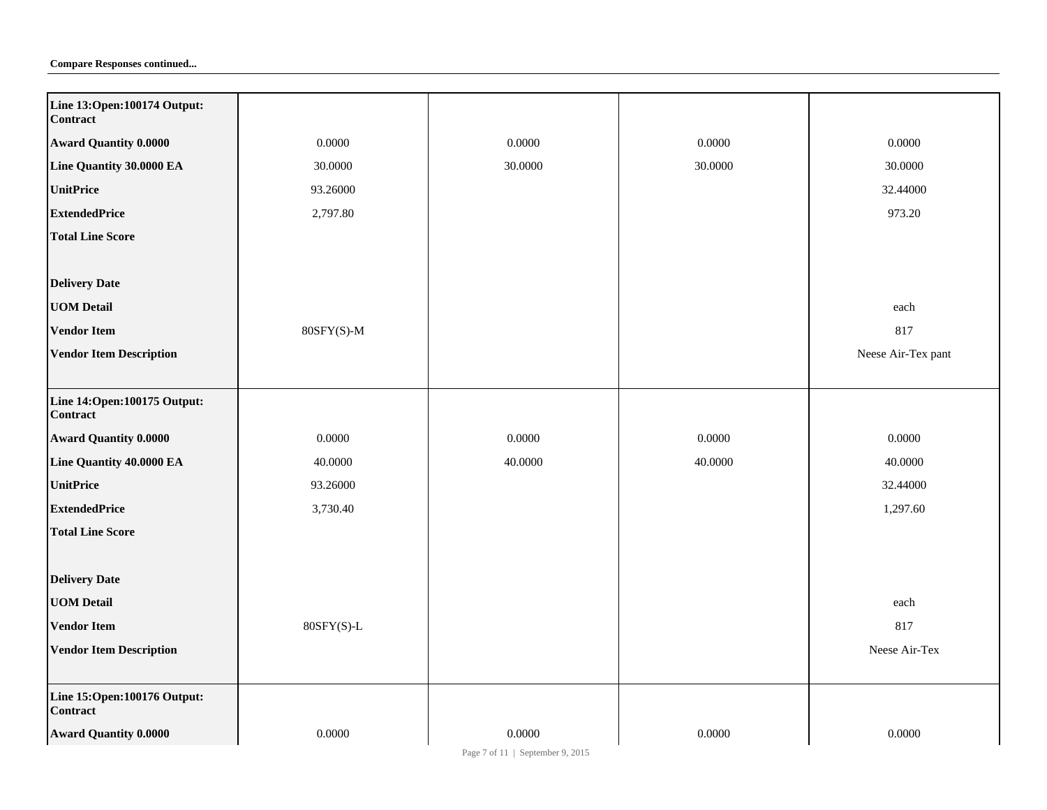**Compare Responses continued...**

| Line 13:Open:100174 Output: Contract | | | | |
|---|---|---|---|---|
| **Award Quantity 0.0000** | 0.0000 | 0.0000 | 0.0000 | 0.0000 |
| **Line Quantity 30.0000 EA** | 30.0000 | 30.0000 | 30.0000 | 30.0000 |
| **UnitPrice** | 93.26000 | | | 32.44000 |
| **ExtendedPrice** | 2,797.80 | | | 973.20 |
| **Total Line Score** | | | | |
| **Delivery Date** | | | | |
| **UOM Detail** | | | | each |
| **Vendor Item** | 80SFY(S)-M | | | 817 |
| **Vendor Item Description** | | | | Neese Air-Tex pant |
| **Line 14:Open:100175 Output: Contract** | | | | |
| **Award Quantity 0.0000** | 0.0000 | 0.0000 | 0.0000 | 0.0000 |
| **Line Quantity 40.0000 EA** | 40.0000 | 40.0000 | 40.0000 | 40.0000 |
| **UnitPrice** | 93.26000 | | | 32.44000 |
| **ExtendedPrice** | 3,730.40 | | | 1,297.60 |
| **Total Line Score** | | | | |
| **Delivery Date** | | | | |
| **UOM Detail** | | | | each |
| **Vendor Item** | 80SFY(S)-L | | | 817 |
| **Vendor Item Description** | | | | Neese Air-Tex |
| **Line 15:Open:100176 Output: Contract** | | | | |
| **Award Quantity 0.0000** | 0.0000 | 0.0000 | 0.0000 | 0.0000 |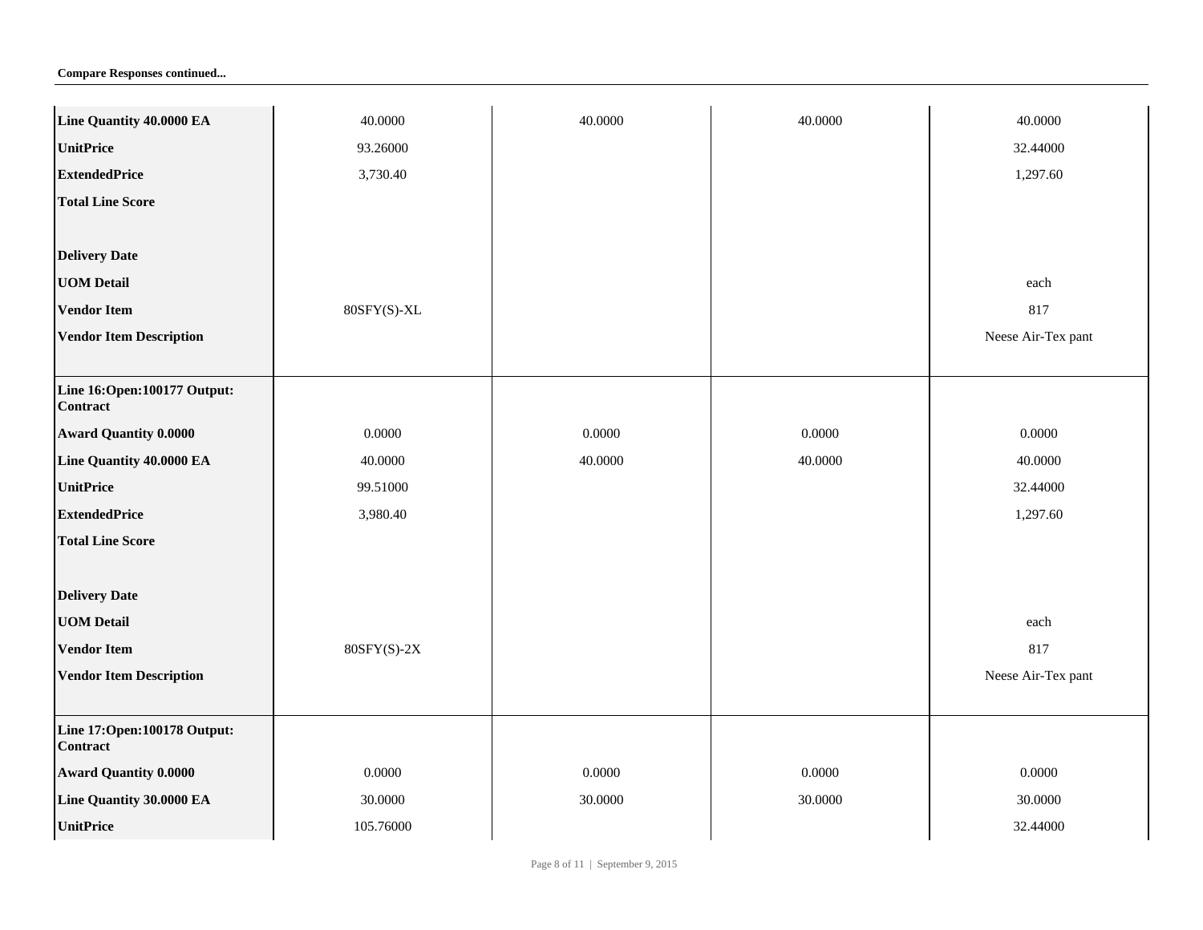**Compare Responses continued...**

| | | | | |
|---|---|---|---|---|
| **Line Quantity 40.0000 EA** | 40.0000 | 40.0000 | 40.0000 | 40.0000 |
| **UnitPrice** | 93.26000 | | | 32.44000 |
| **ExtendedPrice** | 3,730.40 | | | 1,297.60 |
| **Total Line Score** | | | | |
| **Delivery Date** | | | | |
| **UOM Detail** | | | | each |
| **Vendor Item** | 80SFY(S)-XL | | | 817 |
| **Vendor Item Description** | | | | Neese Air-Tex pant |
| **Line 16:Open:100177 Output: Contract** | | | | |
| **Award Quantity 0.0000** | 0.0000 | 0.0000 | 0.0000 | 0.0000 |
| **Line Quantity 40.0000 EA** | 40.0000 | 40.0000 | 40.0000 | 40.0000 |
| **UnitPrice** | 99.51000 | | | 32.44000 |
| **ExtendedPrice** | 3,980.40 | | | 1,297.60 |
| **Total Line Score** | | | | |
| **Delivery Date** | | | | |
| **UOM Detail** | | | | each |
| **Vendor Item** | 80SFY(S)-2X | | | 817 |
| **Vendor Item Description** | | | | Neese Air-Tex pant |
| **Line 17:Open:100178 Output: Contract** | | | | |
| **Award Quantity 0.0000** | 0.0000 | 0.0000 | 0.0000 | 0.0000 |
| **Line Quantity 30.0000 EA** | 30.0000 | 30.0000 | 30.0000 | 30.0000 |
| **UnitPrice** | 105.76000 | | | 32.44000 |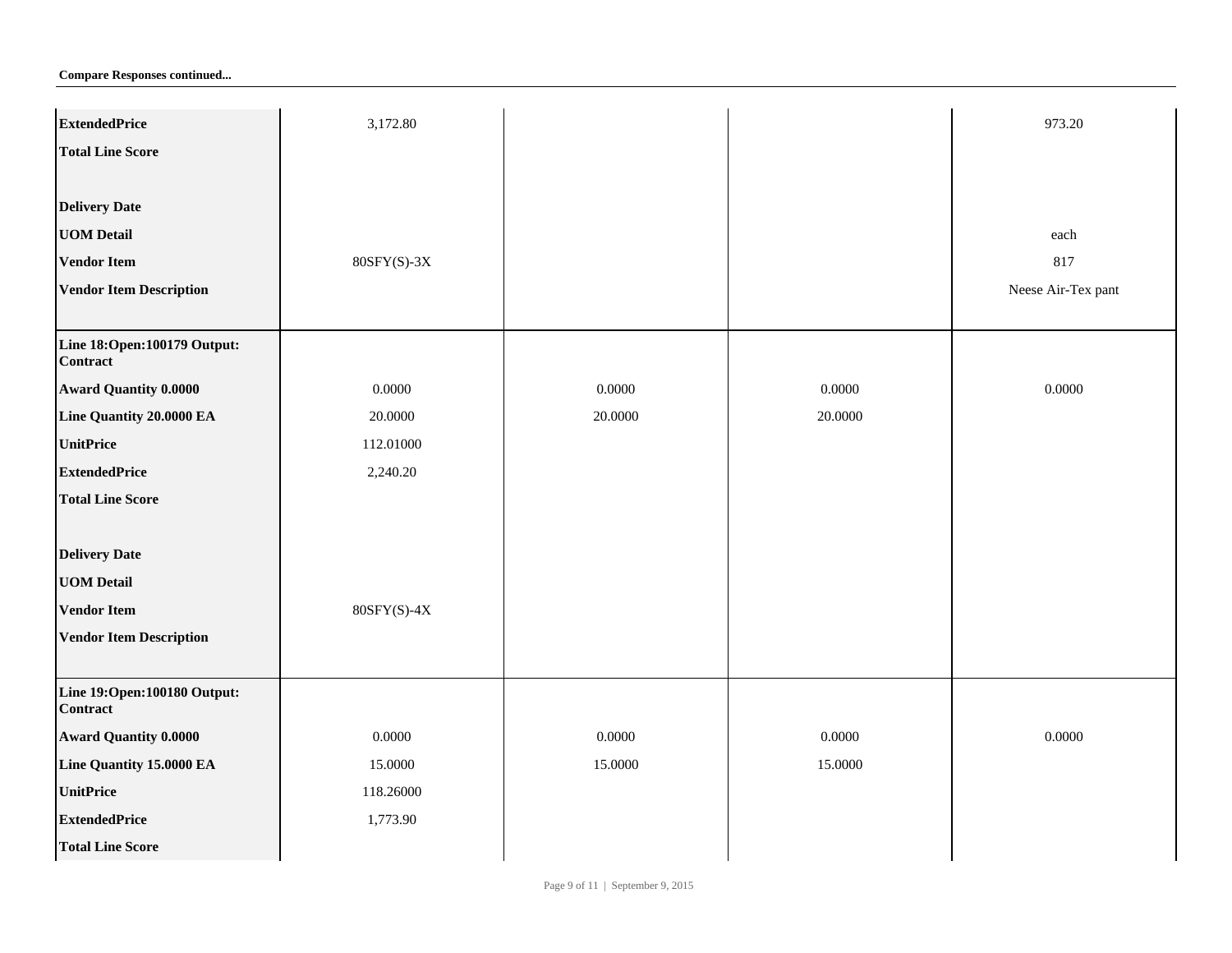**Compare Responses continued...**

| | | | | |
|---|---|---|---|---|
| **ExtendedPrice** | 3,172.80 | | | 973.20 |
| **Total Line Score** | | | | |
| **Delivery Date** | | | | |
| **UOM Detail** | | | | each |
| **Vendor Item** | 80SFY(S)-3X | | | 817 |
| **Vendor Item Description** | | | | Neese Air-Tex pant |
| **Line 18:Open:100179 Output: Contract** | | | | |
| **Award Quantity 0.0000** | 0.0000 | 0.0000 | 0.0000 | 0.0000 |
| **Line Quantity 20.0000 EA** | 20.0000 | 20.0000 | 20.0000 | |
| **UnitPrice** | 112.01000 | | | |
| **ExtendedPrice** | 2,240.20 | | | |
| **Total Line Score** | | | | |
| **Delivery Date** | | | | |
| **UOM Detail** | | | | |
| **Vendor Item** | 80SFY(S)-4X | | | |
| **Vendor Item Description** | | | | |
| **Line 19:Open:100180 Output: Contract** | | | | |
| **Award Quantity 0.0000** | 0.0000 | 0.0000 | 0.0000 | 0.0000 |
| **Line Quantity 15.0000 EA** | 15.0000 | 15.0000 | 15.0000 | |
| **UnitPrice** | 118.26000 | | | |
| **ExtendedPrice** | 1,773.90 | | | |
| **Total Line Score** | | | | |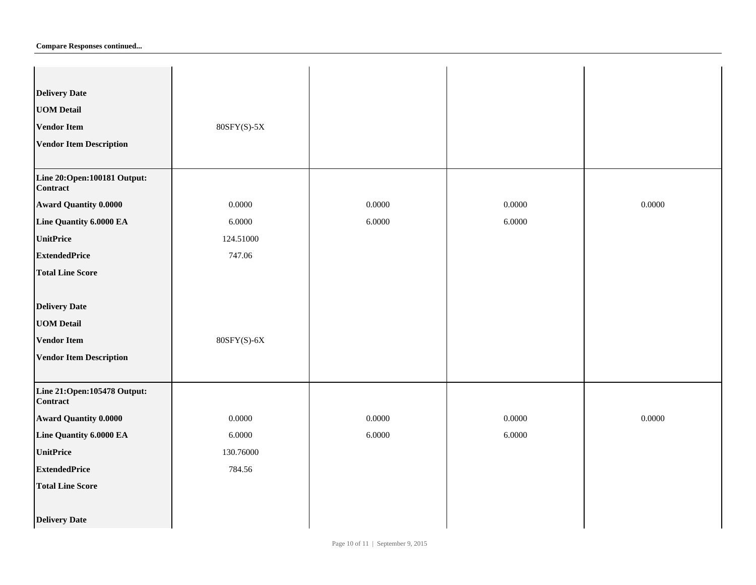**Compare Responses continued...**

| | | | | |
|---|---|---|---|---|
| **Delivery Date** | | | | |
| **UOM Detail** | | | | |
| **Vendor Item** | 80SFY(S)-5X | | | |
| **Vendor Item Description** | | | | |
| **Line 20:Open:100181 Output: Contract** | | | | |
| **Award Quantity 0.0000** | 0.0000 | 0.0000 | 0.0000 | 0.0000 |
| **Line Quantity 6.0000 EA** | 6.0000 | 6.0000 | 6.0000 | |
| **UnitPrice** | 124.51000 | | | |
| **ExtendedPrice** | 747.06 | | | |
| **Total Line Score** | | | | |
| **Delivery Date** | | | | |
| **UOM Detail** | | | | |
| **Vendor Item** | 80SFY(S)-6X | | | |
| **Vendor Item Description** | | | | |
| **Line 21:Open:105478 Output: Contract** | | | | |
| **Award Quantity 0.0000** | 0.0000 | 0.0000 | 0.0000 | 0.0000 |
| **Line Quantity 6.0000 EA** | 6.0000 | 6.0000 | 6.0000 | |
| **UnitPrice** | 130.76000 | | | |
| **ExtendedPrice** | 784.56 | | | |
| **Total Line Score** | | | | |
| **Delivery Date** | | | | |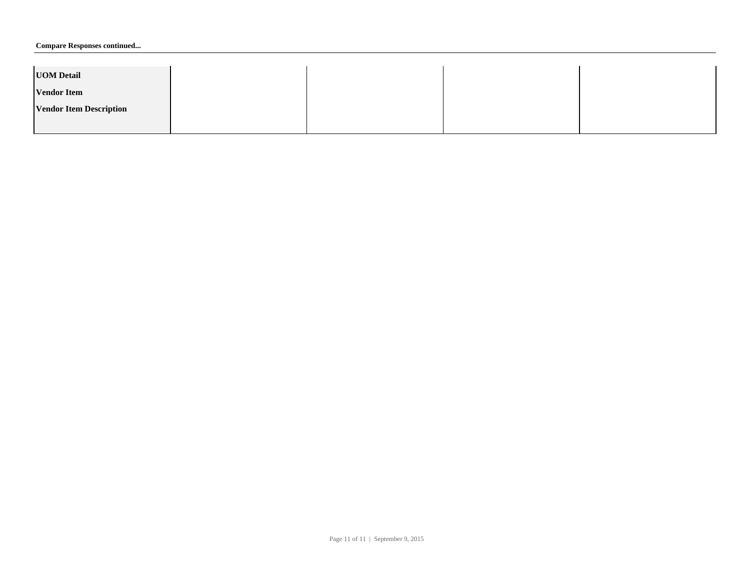**Compare Responses continued...**

| | | | | |
|---|---|---|---|---|
| **UOM Detail** | | | | |
| **Vendor Item** | | | | |
| **Vendor Item Description** | | | | |